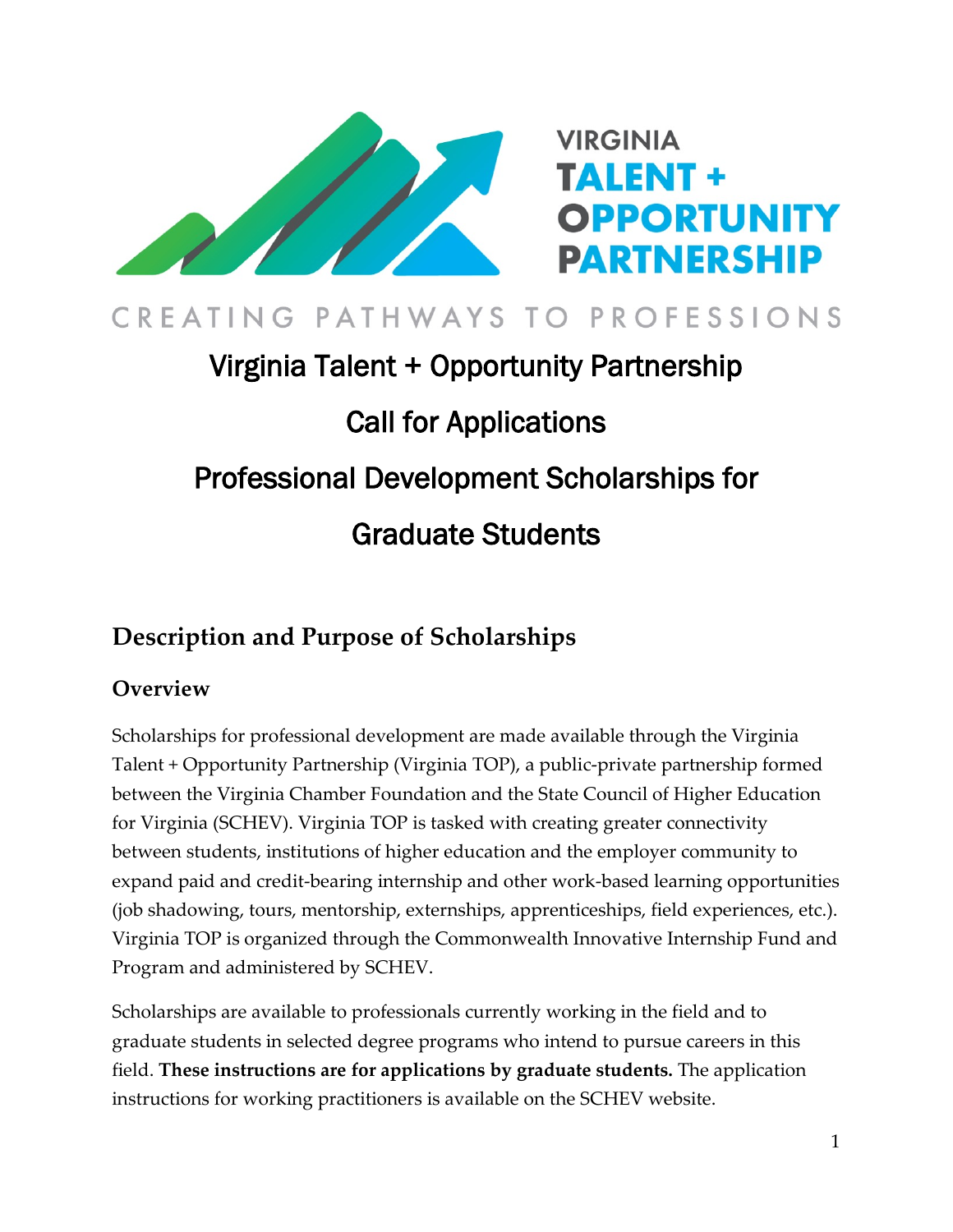VIRGINIA
TALENT +
OPPORTUNITY
PARTNERSHIP

CREATING PATHWAYS TO PROFESSIONS

# Virginia Talent + Opportunity Partnership

# Call for Applications

# Professional Development Scholarships for Graduate Students

## Description and Purpose of Scholarships

### Overview

Scholarships for professional development are made available through the Virginia Talent + Opportunity Partnership (Virginia TOP), a public-private partnership formed between the Virginia Chamber Foundation and the State Council of Higher Education for Virginia (SCHEV). Virginia TOP is tasked with creating greater connectivity between students, institutions of higher education and the employer community to expand paid and credit-bearing internship and other work-based learning opportunities (job shadowing, tours, mentorship, externships, apprenticeships, field experiences, etc.). Virginia TOP is organized through the Commonwealth Innovative Internship Fund and Program and administered by SCHEV.

Scholarships are available to professionals currently working in the field and to graduate students in selected degree programs who intend to pursue careers in this field. **These instructions are for applications by graduate students.** The application instructions for working practitioners is available on the SCHEV website.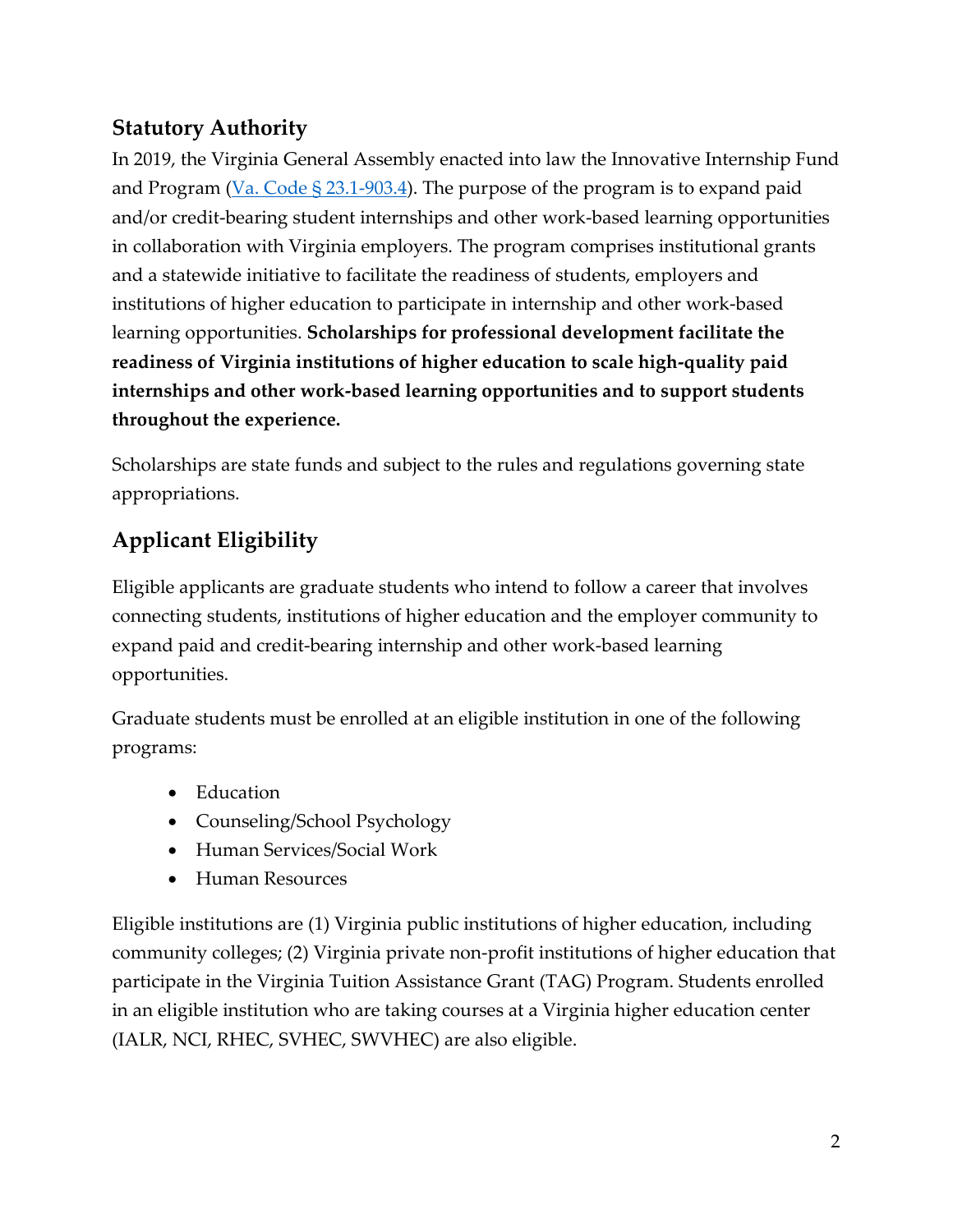## Statutory Authority

In 2019, the Virginia General Assembly enacted into law the Innovative Internship Fund and Program ([Va. Code § 23.1-903.4](https://law.lis.virginia.gov/vacode/23.1-903.4/)). The purpose of the program is to expand paid and/or credit-bearing student internships and other work-based learning opportunities in collaboration with Virginia employers. The program comprises institutional grants and a statewide initiative to facilitate the readiness of students, employers and institutions of higher education to participate in internship and other work-based learning opportunities. **Scholarships for professional development facilitate the readiness of Virginia institutions of higher education to scale high-quality paid internships and other work-based learning opportunities and to support students throughout the experience.**

Scholarships are state funds and subject to the rules and regulations governing state appropriations.

## Applicant Eligibility

Eligible applicants are graduate students who intend to follow a career that involves connecting students, institutions of higher education and the employer community to expand paid and credit-bearing internship and other work-based learning opportunities.

Graduate students must be enrolled at an eligible institution in one of the following programs:

- Education
- Counseling/School Psychology
- Human Services/Social Work
- Human Resources

Eligible institutions are (1) Virginia public institutions of higher education, including community colleges; (2) Virginia private non-profit institutions of higher education that participate in the Virginia Tuition Assistance Grant (TAG) Program. Students enrolled in an eligible institution who are taking courses at a Virginia higher education center (IALR, NCI, RHEC, SVHEC, SWVHEC) are also eligible.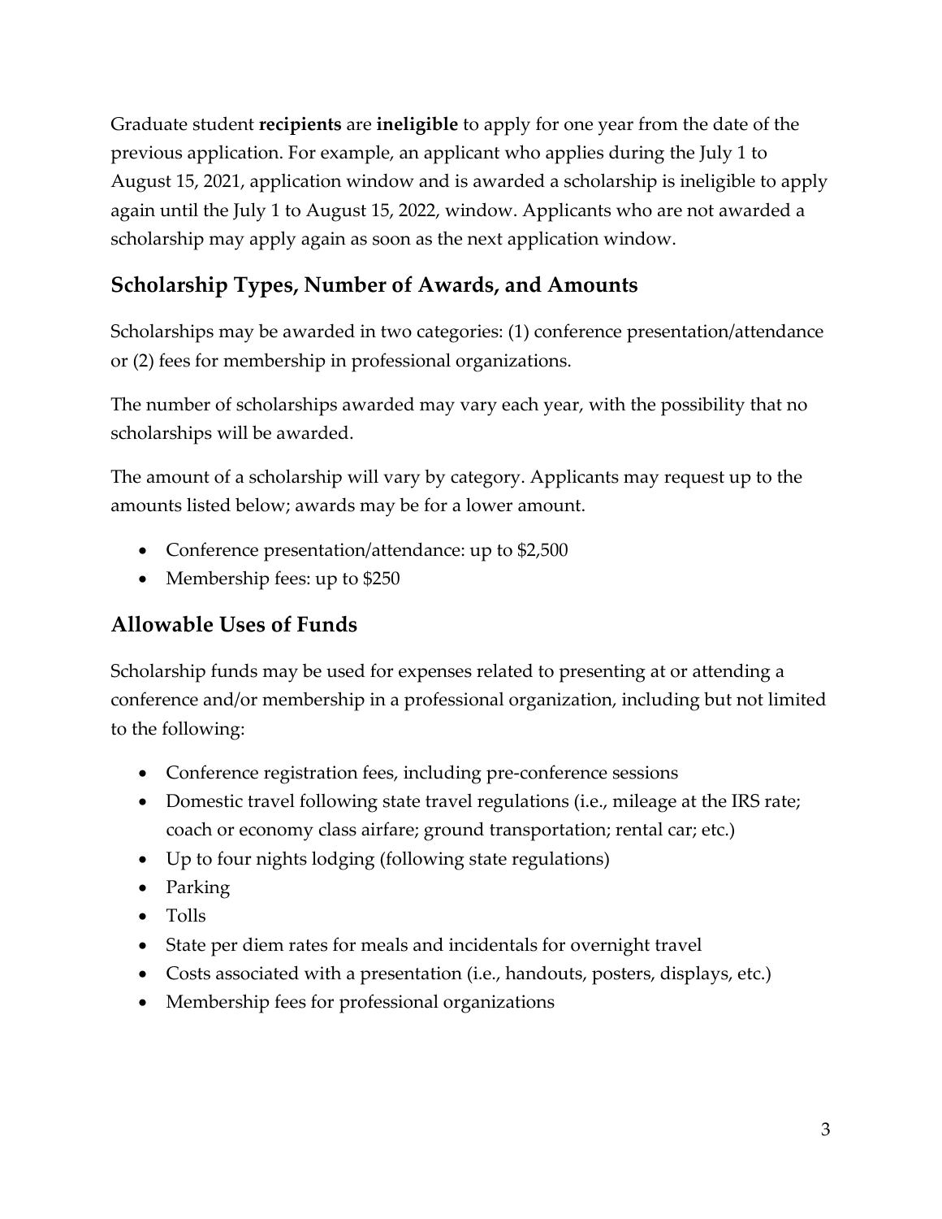Graduate student **recipients** are **ineligible** to apply for one year from the date of the previous application. For example, an applicant who applies during the July 1 to August 15, 2021, application window and is awarded a scholarship is ineligible to apply again until the July 1 to August 15, 2022, window. Applicants who are not awarded a scholarship may apply again as soon as the next application window.

## Scholarship Types, Number of Awards, and Amounts

Scholarships may be awarded in two categories: (1) conference presentation/attendance or (2) fees for membership in professional organizations.

The number of scholarships awarded may vary each year, with the possibility that no scholarships will be awarded.

The amount of a scholarship will vary by category. Applicants may request up to the amounts listed below; awards may be for a lower amount.

- Conference presentation/attendance: up to $2,500
- Membership fees: up to $250

## Allowable Uses of Funds

Scholarship funds may be used for expenses related to presenting at or attending a conference and/or membership in a professional organization, including but not limited to the following:

- Conference registration fees, including pre-conference sessions
- Domestic travel following state travel regulations (i.e., mileage at the IRS rate; coach or economy class airfare; ground transportation; rental car; etc.)
- Up to four nights lodging (following state regulations)
- Parking
- Tolls
- State per diem rates for meals and incidentals for overnight travel
- Costs associated with a presentation (i.e., handouts, posters, displays, etc.)
- Membership fees for professional organizations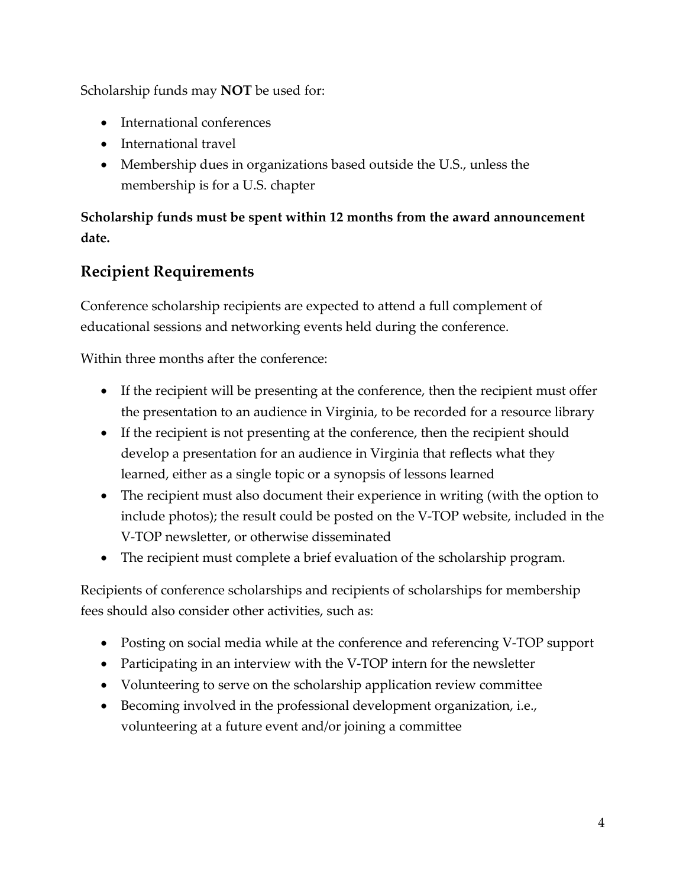Scholarship funds may **NOT** be used for:

- International conferences
- International travel
- Membership dues in organizations based outside the U.S., unless the membership is for a U.S. chapter

**Scholarship funds must be spent within 12 months from the award announcement date.**

## Recipient Requirements

Conference scholarship recipients are expected to attend a full complement of educational sessions and networking events held during the conference.

Within three months after the conference:

- If the recipient will be presenting at the conference, then the recipient must offer the presentation to an audience in Virginia, to be recorded for a resource library
- If the recipient is not presenting at the conference, then the recipient should develop a presentation for an audience in Virginia that reflects what they learned, either as a single topic or a synopsis of lessons learned
- The recipient must also document their experience in writing (with the option to include photos); the result could be posted on the V-TOP website, included in the V-TOP newsletter, or otherwise disseminated
- The recipient must complete a brief evaluation of the scholarship program.

Recipients of conference scholarships and recipients of scholarships for membership fees should also consider other activities, such as:

- Posting on social media while at the conference and referencing V-TOP support
- Participating in an interview with the V-TOP intern for the newsletter
- Volunteering to serve on the scholarship application review committee
- Becoming involved in the professional development organization, i.e., volunteering at a future event and/or joining a committee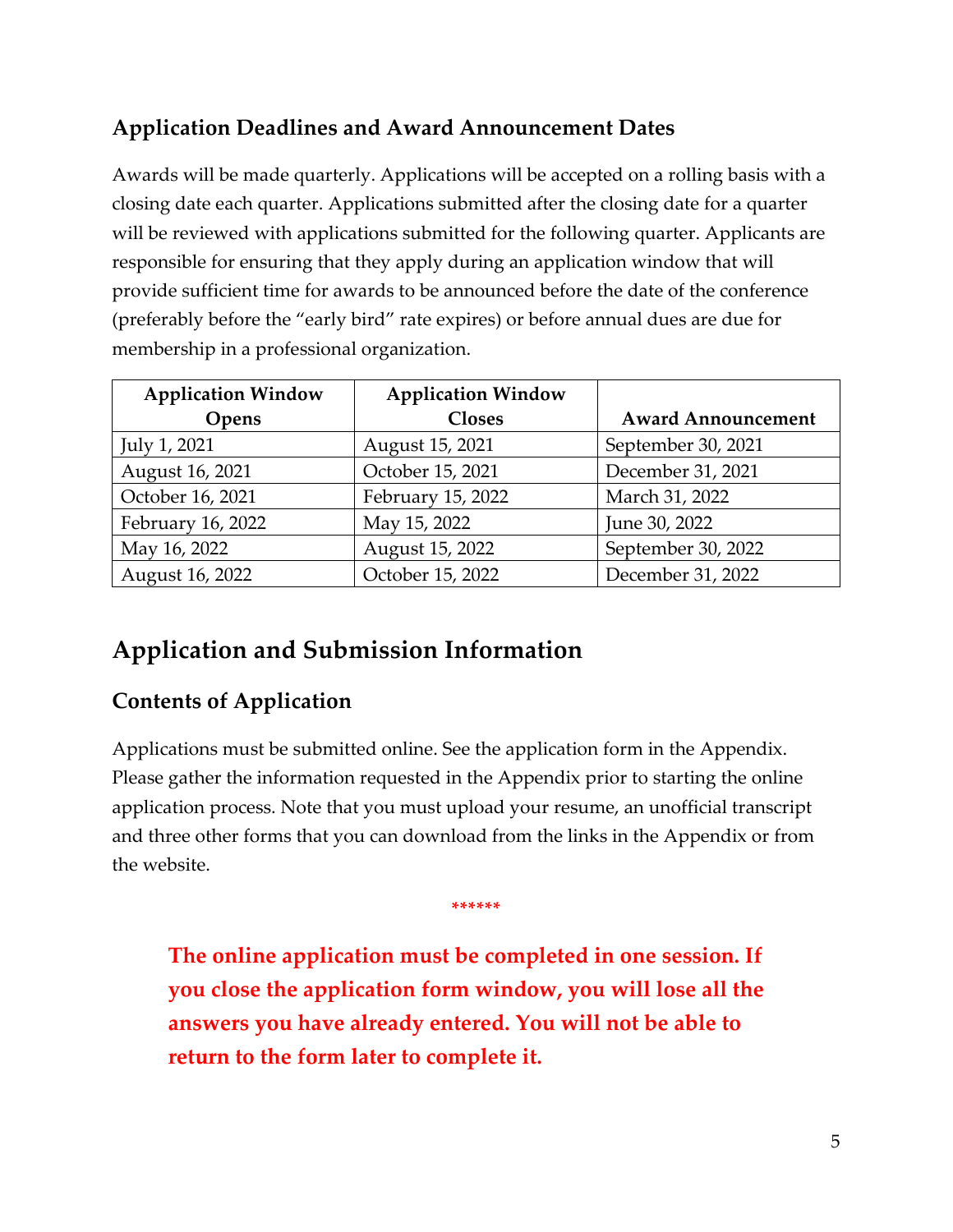### Application Deadlines and Award Announcement Dates

Awards will be made quarterly. Applications will be accepted on a rolling basis with a closing date each quarter. Applications submitted after the closing date for a quarter will be reviewed with applications submitted for the following quarter. Applicants are responsible for ensuring that they apply during an application window that will provide sufficient time for awards to be announced before the date of the conference (preferably before the “early bird” rate expires) or before annual dues are due for membership in a professional organization.

| Application Window Opens | Application Window Closes | Award Announcement |
|---|---|---|
| July 1, 2021 | August 15, 2021 | September 30, 2021 |
| August 16, 2021 | October 15, 2021 | December 31, 2021 |
| October 16, 2021 | February 15, 2022 | March 31, 2022 |
| February 16, 2022 | May 15, 2022 | June 30, 2022 |
| May 16, 2022 | August 15, 2022 | September 30, 2022 |
| August 16, 2022 | October 15, 2022 | December 31, 2022 |

## Application and Submission Information

### Contents of Application

Applications must be submitted online. See the application form in the Appendix. Please gather the information requested in the Appendix prior to starting the online application process. Note that you must upload your resume, an unofficial transcript and three other forms that you can download from the links in the Appendix or from the website.

******

**The online application must be completed in one session. If you close the application form window, you will lose all the answers you have already entered. You will not be able to return to the form later to complete it.**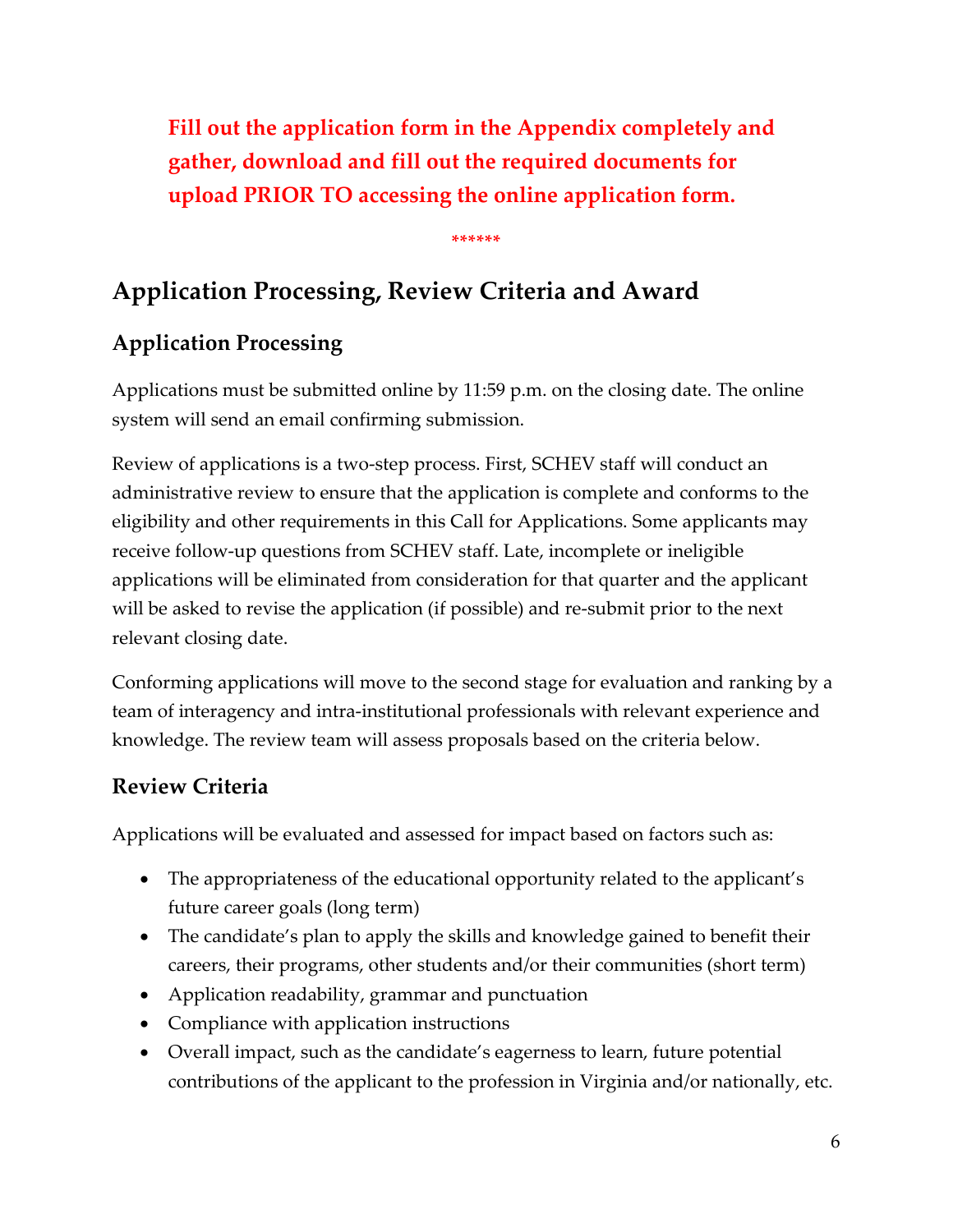**Fill out the application form in the Appendix completely and gather, download and fill out the required documents for upload PRIOR TO accessing the online application form.**

******

## Application Processing, Review Criteria and Award

### Application Processing

Applications must be submitted online by 11:59 p.m. on the closing date. The online system will send an email confirming submission.

Review of applications is a two-step process. First, SCHEV staff will conduct an administrative review to ensure that the application is complete and conforms to the eligibility and other requirements in this Call for Applications. Some applicants may receive follow-up questions from SCHEV staff. Late, incomplete or ineligible applications will be eliminated from consideration for that quarter and the applicant will be asked to revise the application (if possible) and re-submit prior to the next relevant closing date.

Conforming applications will move to the second stage for evaluation and ranking by a team of interagency and intra-institutional professionals with relevant experience and knowledge. The review team will assess proposals based on the criteria below.

### Review Criteria

Applications will be evaluated and assessed for impact based on factors such as:

- The appropriateness of the educational opportunity related to the applicant's future career goals (long term)
- The candidate's plan to apply the skills and knowledge gained to benefit their careers, their programs, other students and/or their communities (short term)
- Application readability, grammar and punctuation
- Compliance with application instructions
- Overall impact, such as the candidate's eagerness to learn, future potential contributions of the applicant to the profession in Virginia and/or nationally, etc.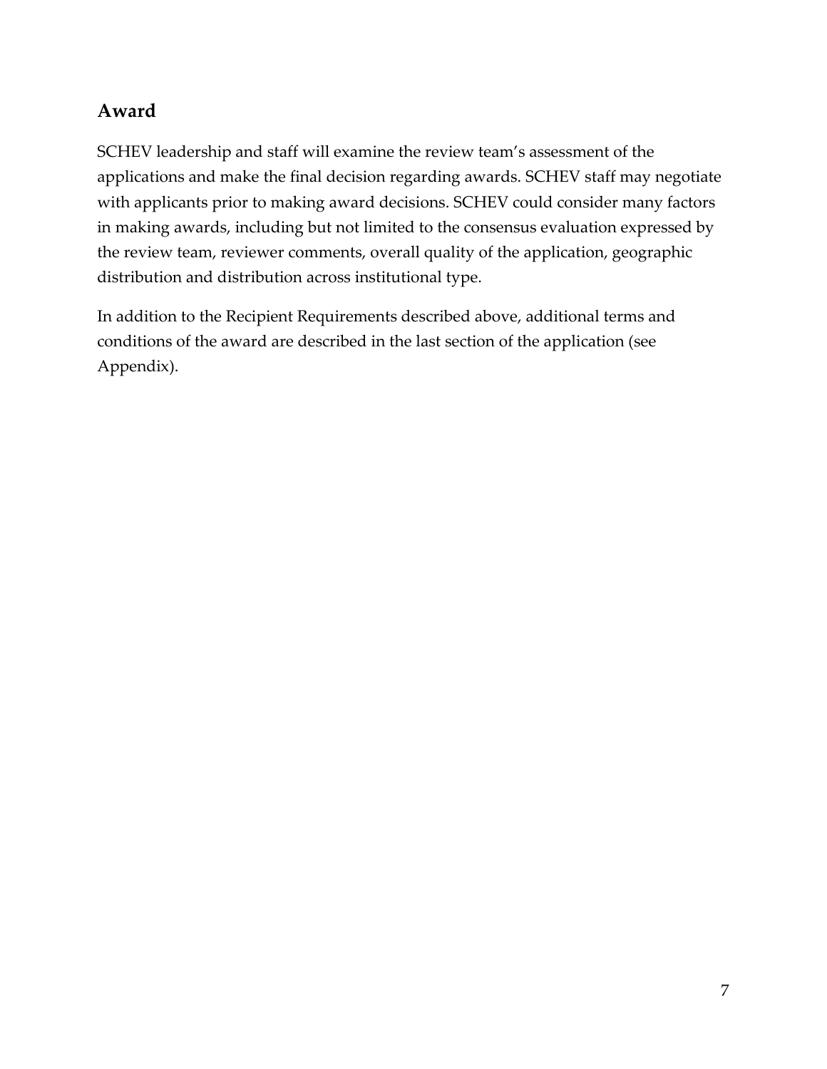## Award

SCHEV leadership and staff will examine the review team's assessment of the applications and make the final decision regarding awards. SCHEV staff may negotiate with applicants prior to making award decisions. SCHEV could consider many factors in making awards, including but not limited to the consensus evaluation expressed by the review team, reviewer comments, overall quality of the application, geographic distribution and distribution across institutional type.

In addition to the Recipient Requirements described above, additional terms and conditions of the award are described in the last section of the application (see Appendix).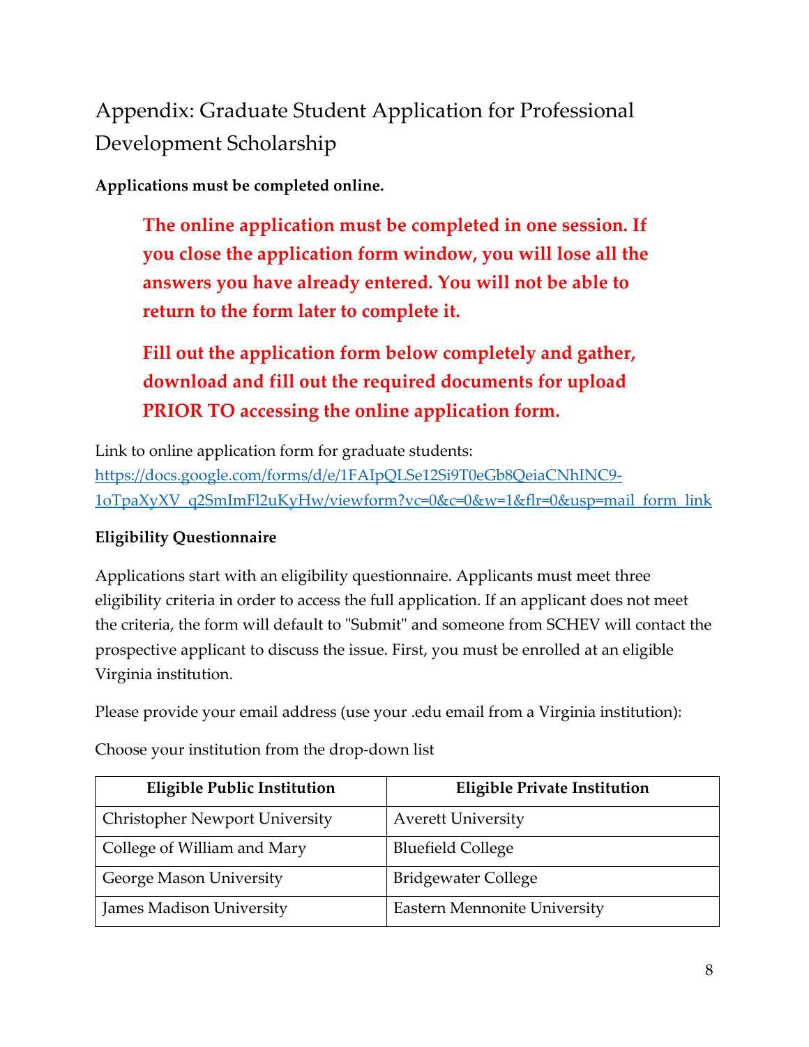# Appendix: Graduate Student Application for Professional Development Scholarship

**Applications must be completed online.**

> **The online application must be completed in one session. If you close the application form window, you will lose all the answers you have already entered. You will not be able to return to the form later to complete it.**
>
> **Fill out the application form below completely and gather, download and fill out the required documents for upload PRIOR TO accessing the online application form.**

Link to online application form for graduate students:
https://docs.google.com/forms/d/e/1FAIpQLSe12Si9T0eGb8QeiaCNhINC9-1oTpaXyXV_q2SmImFl2uKyHw/viewform?vc=0&c=0&w=1&flr=0&usp=mail_form_link

**Eligibility Questionnaire**

Applications start with an eligibility questionnaire. Applicants must meet three eligibility criteria in order to access the full application. If an applicant does not meet the criteria, the form will default to "Submit" and someone from SCHEV will contact the prospective applicant to discuss the issue. First, you must be enrolled at an eligible Virginia institution.

Please provide your email address (use your .edu email from a Virginia institution):

Choose your institution from the drop-down list

| Eligible Public Institution | Eligible Private Institution |
|---|---|
| Christopher Newport University | Averett University |
| College of William and Mary | Bluefield College |
| George Mason University | Bridgewater College |
| James Madison University | Eastern Mennonite University |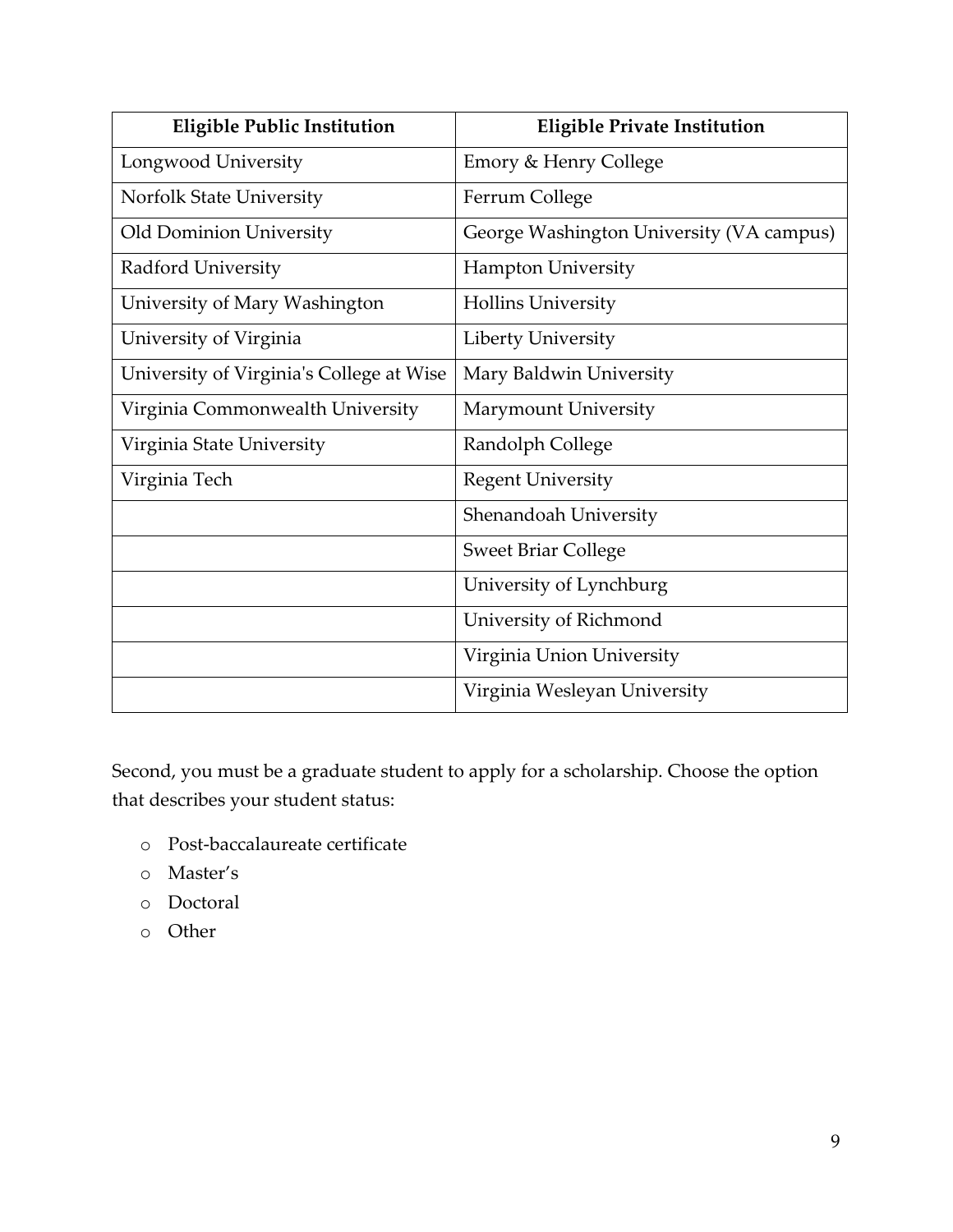| Eligible Public Institution | Eligible Private Institution |
| --- | --- |
| Longwood University | Emory & Henry College |
| Norfolk State University | Ferrum College |
| Old Dominion University | George Washington University (VA campus) |
| Radford University | Hampton University |
| University of Mary Washington | Hollins University |
| University of Virginia | Liberty University |
| University of Virginia's College at Wise | Mary Baldwin University |
| Virginia Commonwealth University | Marymount University |
| Virginia State University | Randolph College |
| Virginia Tech | Regent University |
| | Shenandoah University |
| | Sweet Briar College |
| | University of Lynchburg |
| | University of Richmond |
| | Virginia Union University |
| | Virginia Wesleyan University |

Second, you must be a graduate student to apply for a scholarship. Choose the option that describes your student status:

- Post-baccalaureate certificate
- Master's
- Doctoral
- Other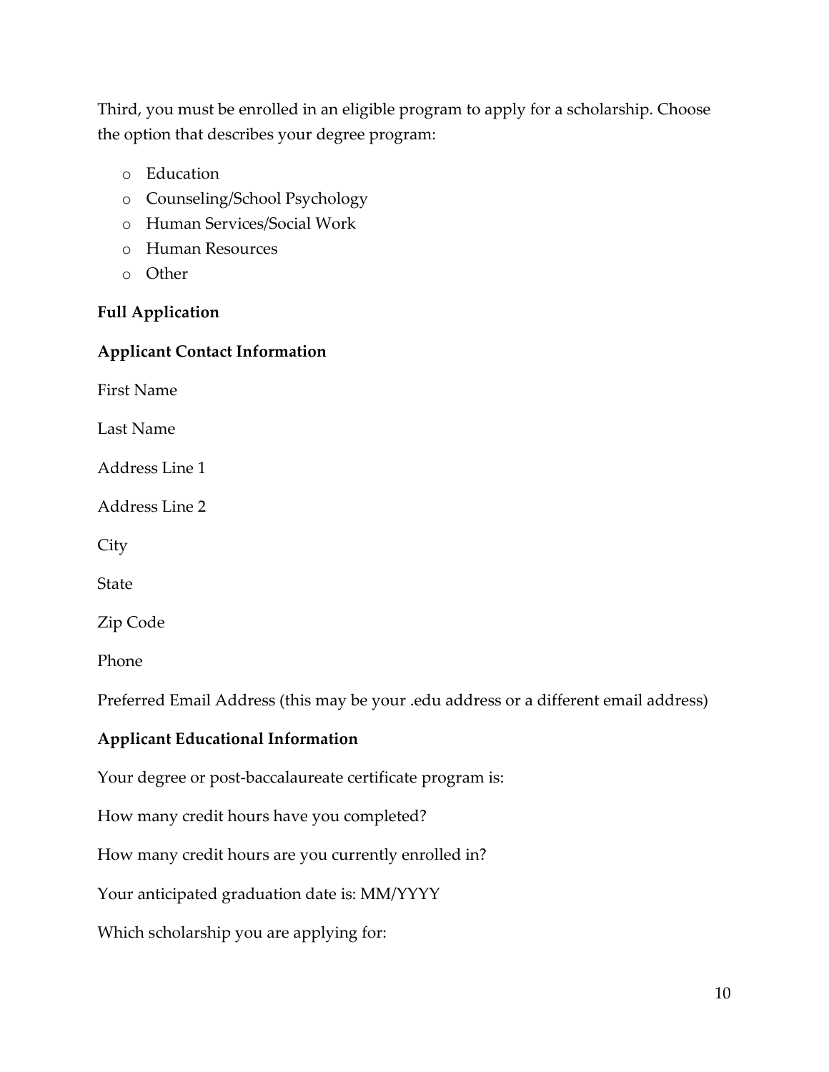Third, you must be enrolled in an eligible program to apply for a scholarship. Choose the option that describes your degree program:

- Education
- Counseling/School Psychology
- Human Services/Social Work
- Human Resources
- Other

**Full Application**

**Applicant Contact Information**

First Name

Last Name

Address Line 1

Address Line 2

City

State

Zip Code

Phone

Preferred Email Address (this may be your .edu address or a different email address)

**Applicant Educational Information**

Your degree or post-baccalaureate certificate program is:

How many credit hours have you completed?

How many credit hours are you currently enrolled in?

Your anticipated graduation date is: MM/YYYY

Which scholarship you are applying for: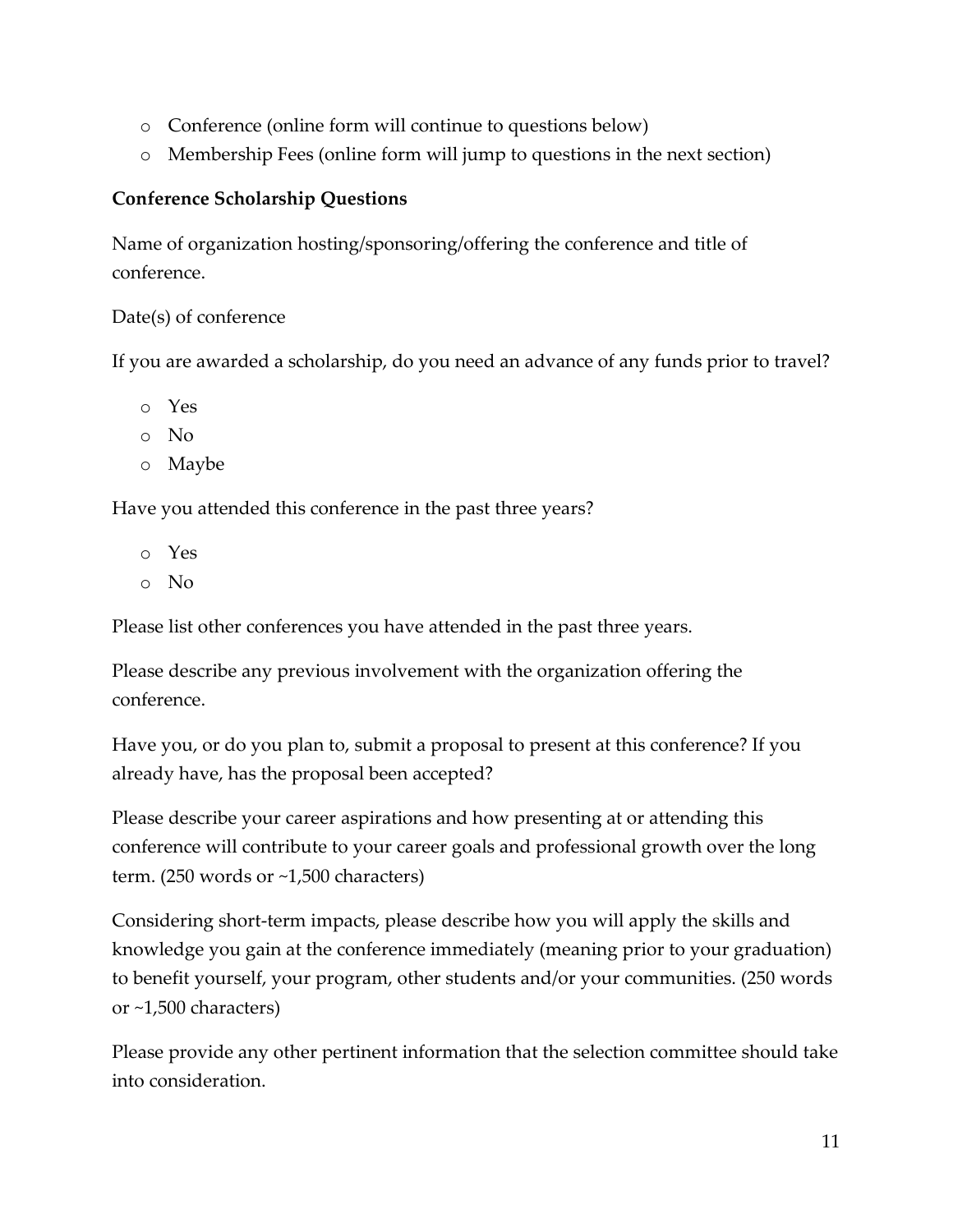- Conference (online form will continue to questions below)
- Membership Fees (online form will jump to questions in the next section)

**Conference Scholarship Questions**

Name of organization hosting/sponsoring/offering the conference and title of conference.

Date(s) of conference

If you are awarded a scholarship, do you need an advance of any funds prior to travel?

- Yes
- No
- Maybe

Have you attended this conference in the past three years?

- Yes
- No

Please list other conferences you have attended in the past three years.

Please describe any previous involvement with the organization offering the conference.

Have you, or do you plan to, submit a proposal to present at this conference? If you already have, has the proposal been accepted?

Please describe your career aspirations and how presenting at or attending this conference will contribute to your career goals and professional growth over the long term. (250 words or ~1,500 characters)

Considering short-term impacts, please describe how you will apply the skills and knowledge you gain at the conference immediately (meaning prior to your graduation) to benefit yourself, your program, other students and/or your communities. (250 words or ~1,500 characters)

Please provide any other pertinent information that the selection committee should take into consideration.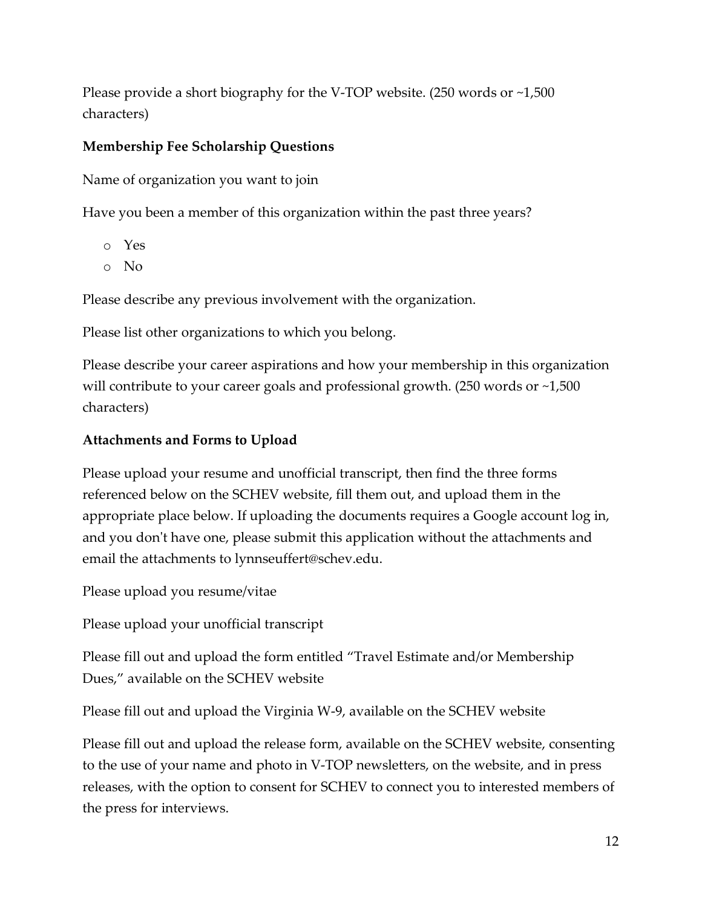Please provide a short biography for the V-TOP website. (250 words or ~1,500 characters)

**Membership Fee Scholarship Questions**

Name of organization you want to join

Have you been a member of this organization within the past three years?

- Yes
- No

Please describe any previous involvement with the organization.

Please list other organizations to which you belong.

Please describe your career aspirations and how your membership in this organization will contribute to your career goals and professional growth. (250 words or ~1,500 characters)

**Attachments and Forms to Upload**

Please upload your resume and unofficial transcript, then find the three forms referenced below on the SCHEV website, fill them out, and upload them in the appropriate place below. If uploading the documents requires a Google account log in, and you don't have one, please submit this application without the attachments and email the attachments to lynnseuffert@schev.edu.

Please upload you resume/vitae

Please upload your unofficial transcript

Please fill out and upload the form entitled "Travel Estimate and/or Membership Dues," available on the SCHEV website

Please fill out and upload the Virginia W-9, available on the SCHEV website

Please fill out and upload the release form, available on the SCHEV website, consenting to the use of your name and photo in V-TOP newsletters, on the website, and in press releases, with the option to consent for SCHEV to connect you to interested members of the press for interviews.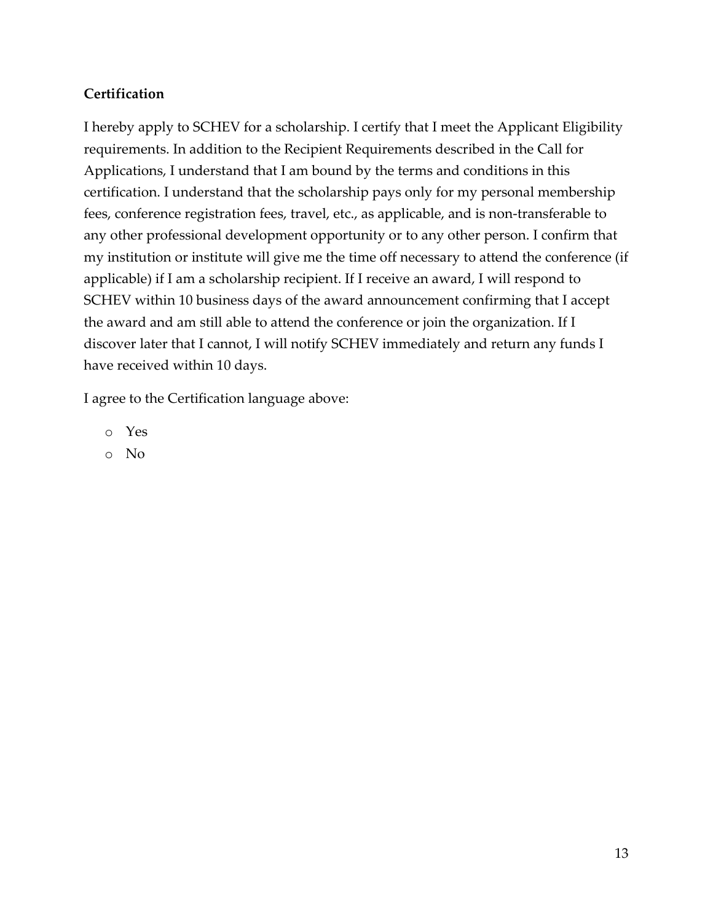**Certification**

I hereby apply to SCHEV for a scholarship. I certify that I meet the Applicant Eligibility requirements. In addition to the Recipient Requirements described in the Call for Applications, I understand that I am bound by the terms and conditions in this certification. I understand that the scholarship pays only for my personal membership fees, conference registration fees, travel, etc., as applicable, and is non-transferable to any other professional development opportunity or to any other person. I confirm that my institution or institute will give me the time off necessary to attend the conference (if applicable) if I am a scholarship recipient. If I receive an award, I will respond to SCHEV within 10 business days of the award announcement confirming that I accept the award and am still able to attend the conference or join the organization. If I discover later that I cannot, I will notify SCHEV immediately and return any funds I have received within 10 days.

I agree to the Certification language above:

- Yes
- No